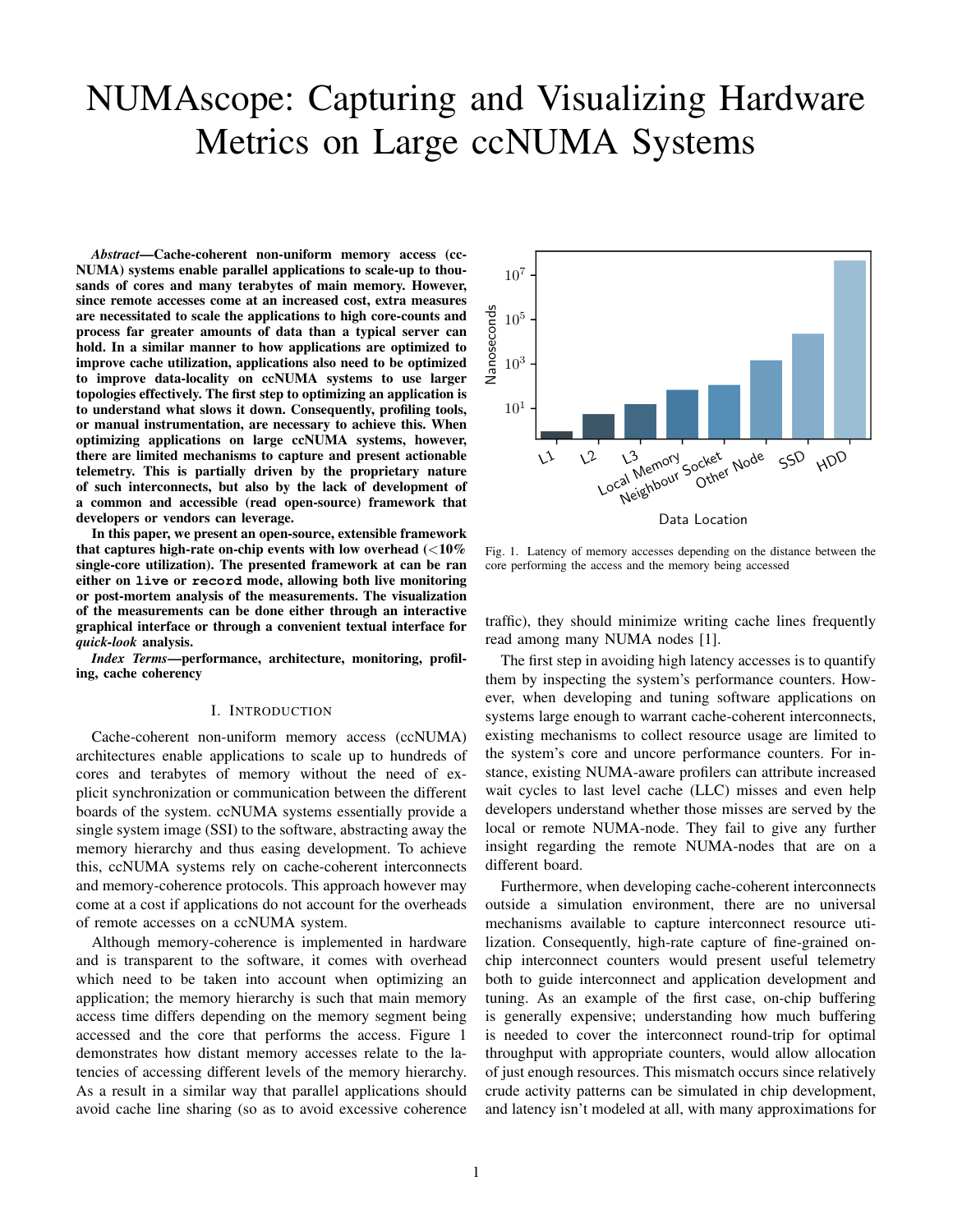# NUMAscope: Capturing and Visualizing Hardware Metrics on Large ccNUMA Systems

***Abstract*—Cache-coherent non-uniform memory access (ccNUMA) systems enable parallel applications to scale-up to thousands of cores and many terabytes of main memory. However, since remote accesses come at an increased cost, extra measures are necessitated to scale the applications to high core-counts and process far greater amounts of data than a typical server can hold. In a similar manner to how applications are optimized to improve cache utilization, applications also need to be optimized to improve data-locality on ccNUMA systems to use larger topologies effectively. The first step to optimizing an application is to understand what slows it down. Consequently, profiling tools, or manual instrumentation, are necessary to achieve this. When optimizing applications on large ccNUMA systems, however, there are limited mechanisms to capture and present actionable telemetry. This is partially driven by the proprietary nature of such interconnects, but also by the lack of development of a common and accessible (read open-source) framework that developers or vendors can leverage.**

**In this paper, we present an open-source, extensible framework that captures high-rate on-chip events with low overhead (<10% single-core utilization). The presented framework at can be ran either on `live` or `record` mode, allowing both live monitoring or post-mortem analysis of the measurements. The visualization of the measurements can be done either through an interactive graphical interface or through a convenient textual interface for *quick-look* analysis.**

***Index Terms*—performance, architecture, monitoring, profiling, cache coherency**

## I. Introduction

Cache-coherent non-uniform memory access (ccNUMA) architectures enable applications to scale up to hundreds of cores and terabytes of memory without the need of explicit synchronization or communication between the different boards of the system. ccNUMA systems essentially provide a single system image (SSI) to the software, abstracting away the memory hierarchy and thus easing development. To achieve this, ccNUMA systems rely on cache-coherent interconnects and memory-coherence protocols. This approach however may come at a cost if applications do not account for the overheads of remote accesses on a ccNUMA system.

Although memory-coherence is implemented in hardware and is transparent to the software, it comes with overhead which need to be taken into account when optimizing an application; the memory hierarchy is such that main memory access time differs depending on the memory segment being accessed and the core that performs the access. Figure 1 demonstrates how distant memory accesses relate to the latencies of accessing different levels of the memory hierarchy. As a result in a similar way that parallel applications should avoid cache line sharing (so as to avoid excessive coherence traffic), they should minimize writing cache lines frequently read among many NUMA nodes [1].

Fig. 1. Latency of memory accesses depending on the distance between the core performing the access and the memory being accessed

The first step in avoiding high latency accesses is to quantify them by inspecting the system's performance counters. However, when developing and tuning software applications on systems large enough to warrant cache-coherent interconnects, existing mechanisms to collect resource usage are limited to the system's core and uncore performance counters. For instance, existing NUMA-aware profilers can attribute increased wait cycles to last level cache (LLC) misses and even help developers understand whether those misses are served by the local or remote NUMA-node. They fail to give any further insight regarding the remote NUMA-nodes that are on a different board.

Furthermore, when developing cache-coherent interconnects outside a simulation environment, there are no universal mechanisms available to capture interconnect resource utilization. Consequently, high-rate capture of fine-grained on-chip interconnect counters would present useful telemetry both to guide interconnect and application development and tuning. As an example of the first case, on-chip buffering is generally expensive; understanding how much buffering is needed to cover the interconnect round-trip for optimal throughput with appropriate counters, would allow allocation of just enough resources. This mismatch occurs since relatively crude activity patterns can be simulated in chip development, and latency isn't modeled at all, with many approximations for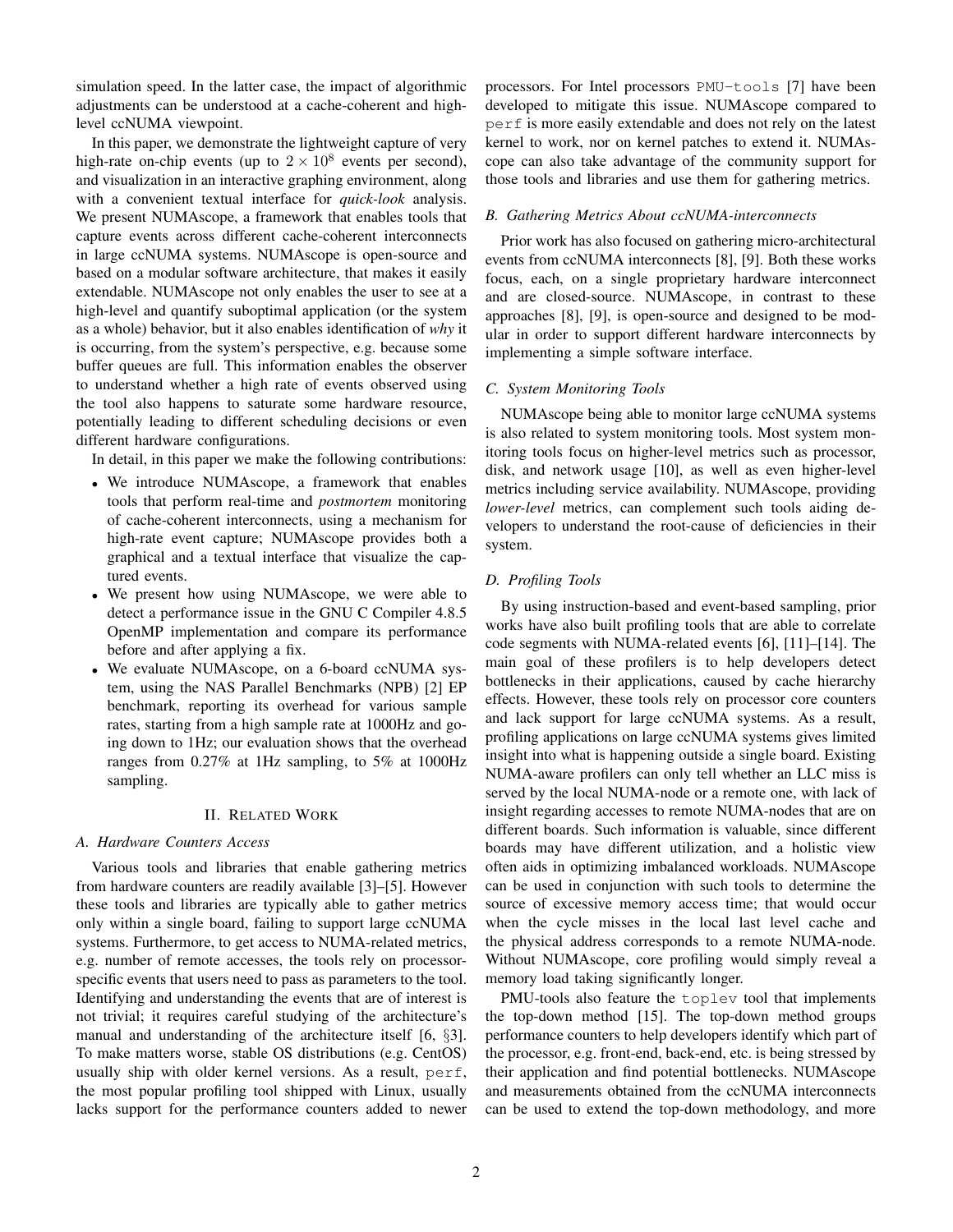simulation speed. In the latter case, the impact of algorithmic adjustments can be understood at a cache-coherent and high-level ccNUMA viewpoint.

In this paper, we demonstrate the lightweight capture of very high-rate on-chip events (up to $2 \times 10^8$ events per second), and visualization in an interactive graphing environment, along with a convenient textual interface for *quick-look* analysis. We present NUMAscope, a framework that enables tools that capture events across different cache-coherent interconnects in large ccNUMA systems. NUMAscope is open-source and based on a modular software architecture, that makes it easily extendable. NUMAscope not only enables the user to see at a high-level and quantify suboptimal application (or the system as a whole) behavior, but it also enables identification of *why* it is occurring, from the system's perspective, e.g. because some buffer queues are full. This information enables the observer to understand whether a high rate of events observed using the tool also happens to saturate some hardware resource, potentially leading to different scheduling decisions or even different hardware configurations.

In detail, in this paper we make the following contributions:

- We introduce NUMAscope, a framework that enables tools that perform real-time and *postmortem* monitoring of cache-coherent interconnects, using a mechanism for high-rate event capture; NUMAscope provides both a graphical and a textual interface that visualize the captured events.
- We present how using NUMAscope, we were able to detect a performance issue in the GNU C Compiler 4.8.5 OpenMP implementation and compare its performance before and after applying a fix.
- We evaluate NUMAscope, on a 6-board ccNUMA system, using the NAS Parallel Benchmarks (NPB) [2] EP benchmark, reporting its overhead for various sample rates, starting from a high sample rate at 1000Hz and going down to 1Hz; our evaluation shows that the overhead ranges from 0.27% at 1Hz sampling, to 5% at 1000Hz sampling.

## II. Related Work

### A. Hardware Counters Access

Various tools and libraries that enable gathering metrics from hardware counters are readily available [3]–[5]. However these tools and libraries are typically able to gather metrics only within a single board, failing to support large ccNUMA systems. Furthermore, to get access to NUMA-related metrics, e.g. number of remote accesses, the tools rely on processor-specific events that users need to pass as parameters to the tool. Identifying and understanding the events that are of interest is not trivial; it requires careful studying of the architecture's manual and understanding of the architecture itself [6, §3]. To make matters worse, stable OS distributions (e.g. CentOS) usually ship with older kernel versions. As a result, `perf`, the most popular profiling tool shipped with Linux, usually lacks support for the performance counters added to newer processors. For Intel processors `PMU-tools` [7] have been developed to mitigate this issue. NUMAscope compared to `perf` is more easily extendable and does not rely on the latest kernel to work, nor on kernel patches to extend it. NUMAscope can also take advantage of the community support for those tools and libraries and use them for gathering metrics.

### B. Gathering Metrics About ccNUMA-interconnects

Prior work has also focused on gathering micro-architectural events from ccNUMA interconnects [8], [9]. Both these works focus, each, on a single proprietary hardware interconnect and are closed-source. NUMAscope, in contrast to these approaches [8], [9], is open-source and designed to be modular in order to support different hardware interconnects by implementing a simple software interface.

### C. System Monitoring Tools

NUMAscope being able to monitor large ccNUMA systems is also related to system monitoring tools. Most system monitoring tools focus on higher-level metrics such as processor, disk, and network usage [10], as well as even higher-level metrics including service availability. NUMAscope, providing *lower-level* metrics, can complement such tools aiding developers to understand the root-cause of deficiencies in their system.

### D. Profiling Tools

By using instruction-based and event-based sampling, prior works have also built profiling tools that are able to correlate code segments with NUMA-related events [6], [11]–[14]. The main goal of these profilers is to help developers detect bottlenecks in their applications, caused by cache hierarchy effects. However, these tools rely on processor core counters and lack support for large ccNUMA systems. As a result, profiling applications on large ccNUMA systems gives limited insight into what is happening outside a single board. Existing NUMA-aware profilers can only tell whether an LLC miss is served by the local NUMA-node or a remote one, with lack of insight regarding accesses to remote NUMA-nodes that are on different boards. Such information is valuable, since different boards may have different utilization, and a holistic view often aids in optimizing imbalanced workloads. NUMAscope can be used in conjunction with such tools to determine the source of excessive memory access time; that would occur when the cycle misses in the local last level cache and the physical address corresponds to a remote NUMA-node. Without NUMAscope, core profiling would simply reveal a memory load taking significantly longer.

PMU-tools also feature the `toplev` tool that implements the top-down method [15]. The top-down method groups performance counters to help developers identify which part of the processor, e.g. front-end, back-end, etc. is being stressed by their application and find potential bottlenecks. NUMAscope and measurements obtained from the ccNUMA interconnects can be used to extend the top-down methodology, and more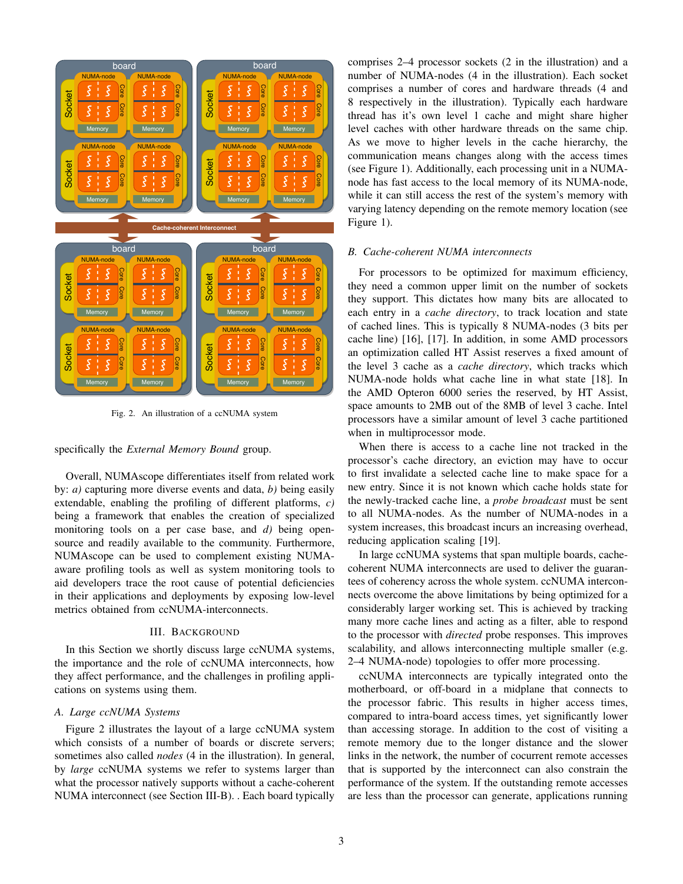Fig. 2. An illustration of a ccNUMA system

specifically the *External Memory Bound* group.

Overall, NUMAscope differentiates itself from related work by: *a)* capturing more diverse events and data, *b)* being easily extendable, enabling the profiling of different platforms, *c)* being a framework that enables the creation of specialized monitoring tools on a per case base, and *d)* being open-source and readily available to the community. Furthermore, NUMAscope can be used to complement existing NUMA-aware profiling tools as well as system monitoring tools to aid developers trace the root cause of potential deficiencies in their applications and deployments by exposing low-level metrics obtained from ccNUMA-interconnects.

## III. Background

In this Section we shortly discuss large ccNUMA systems, the importance and the role of ccNUMA interconnects, how they affect performance, and the challenges in profiling applications on systems using them.

### A. Large ccNUMA Systems

Figure 2 illustrates the layout of a large ccNUMA system which consists of a number of boards or discrete servers; sometimes also called *nodes* (4 in the illustration). In general, by *large* ccNUMA systems we refer to systems larger than what the processor natively supports without a cache-coherent NUMA interconnect (see Section III-B). . Each board typically comprises 2–4 processor sockets (2 in the illustration) and a number of NUMA-nodes (4 in the illustration). Each socket comprises a number of cores and hardware threads (4 and 8 respectively in the illustration). Typically each hardware thread has it's own level 1 cache and might share higher level caches with other hardware threads on the same chip. As we move to higher levels in the cache hierarchy, the communication means changes along with the access times (see Figure 1). Additionally, each processing unit in a NUMA-node has fast access to the local memory of its NUMA-node, while it can still access the rest of the system's memory with varying latency depending on the remote memory location (see Figure 1).

### B. Cache-coherent NUMA interconnects

For processors to be optimized for maximum efficiency, they need a common upper limit on the number of sockets they support. This dictates how many bits are allocated to each entry in a *cache directory*, to track location and state of cached lines. This is typically 8 NUMA-nodes (3 bits per cache line) [16], [17]. In addition, in some AMD processors an optimization called HT Assist reserves a fixed amount of the level 3 cache as a *cache directory*, which tracks which NUMA-node holds what cache line in what state [18]. In the AMD Opteron 6000 series the reserved, by HT Assist, space amounts to 2MB out of the 8MB of level 3 cache. Intel processors have a similar amount of level 3 cache partitioned when in multiprocessor mode.

When there is access to a cache line not tracked in the processor's cache directory, an eviction may have to occur to first invalidate a selected cache line to make space for a new entry. Since it is not known which cache holds state for the newly-tracked cache line, a *probe broadcast* must be sent to all NUMA-nodes. As the number of NUMA-nodes in a system increases, this broadcast incurs an increasing overhead, reducing application scaling [19].

In large ccNUMA systems that span multiple boards, cache-coherent NUMA interconnects are used to deliver the guarantees of coherency across the whole system. ccNUMA interconnects overcome the above limitations by being optimized for a considerably larger working set. This is achieved by tracking many more cache lines and acting as a filter, able to respond to the processor with *directed* probe responses. This improves scalability, and allows interconnecting multiple smaller (e.g. 2–4 NUMA-node) topologies to offer more processing.

ccNUMA interconnects are typically integrated onto the motherboard, or off-board in a midplane that connects to the processor fabric. This results in higher access times, compared to intra-board access times, yet significantly lower than accessing storage. In addition to the cost of visiting a remote memory due to the longer distance and the slower links in the network, the number of cocurrent remote accesses that is supported by the interconnect can also constrain the performance of the system. If the outstanding remote accesses are less than the processor can generate, applications running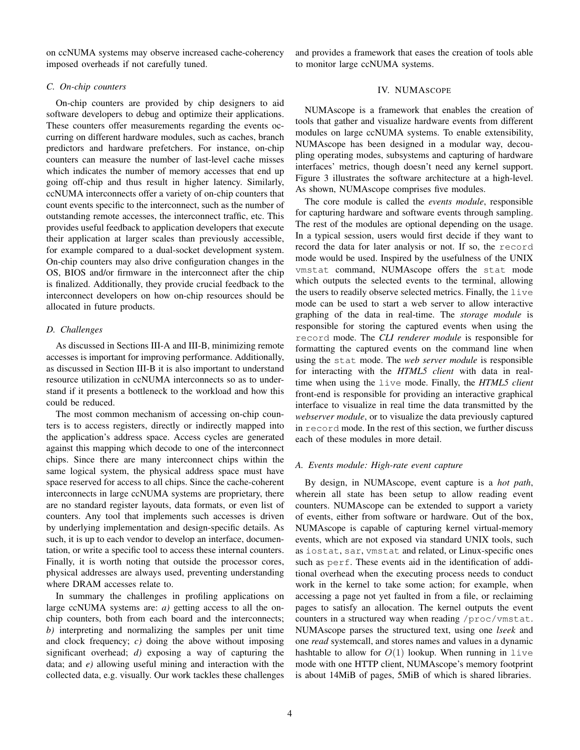on ccNUMA systems may observe increased cache-coherency imposed overheads if not carefully tuned.

### C. On-chip counters

On-chip counters are provided by chip designers to aid software developers to debug and optimize their applications. These counters offer measurements regarding the events occurring on different hardware modules, such as caches, branch predictors and hardware prefetchers. For instance, on-chip counters can measure the number of last-level cache misses which indicates the number of memory accesses that end up going off-chip and thus result in higher latency. Similarly, ccNUMA interconnects offer a variety of on-chip counters that count events specific to the interconnect, such as the number of outstanding remote accesses, the interconnect traffic, etc. This provides useful feedback to application developers that execute their application at larger scales than previously accessible, for example compared to a dual-socket development system. On-chip counters may also drive configuration changes in the OS, BIOS and/or firmware in the interconnect after the chip is finalized. Additionally, they provide crucial feedback to the interconnect developers on how on-chip resources should be allocated in future products.

### D. Challenges

As discussed in Sections III-A and III-B, minimizing remote accesses is important for improving performance. Additionally, as discussed in Section III-B it is also important to understand resource utilization in ccNUMA interconnects so as to understand if it presents a bottleneck to the workload and how this could be reduced.

The most common mechanism of accessing on-chip counters is to access registers, directly or indirectly mapped into the application's address space. Access cycles are generated against this mapping which decode to one of the interconnect chips. Since there are many interconnect chips within the same logical system, the physical address space must have space reserved for access to all chips. Since the cache-coherent interconnects in large ccNUMA systems are proprietary, there are no standard register layouts, data formats, or even list of counters. Any tool that implements such accesses is driven by underlying implementation and design-specific details. As such, it is up to each vendor to develop an interface, documentation, or write a specific tool to access these internal counters. Finally, it is worth noting that outside the processor cores, physical addresses are always used, preventing understanding where DRAM accesses relate to.

In summary the challenges in profiling applications on large ccNUMA systems are: *a)* getting access to all the on-chip counters, both from each board and the interconnects; *b)* interpreting and normalizing the samples per unit time and clock frequency; *c)* doing the above without imposing significant overhead; *d)* exposing a way of capturing the data; and *e)* allowing useful mining and interaction with the collected data, e.g. visually. Our work tackles these challenges and provides a framework that eases the creation of tools able to monitor large ccNUMA systems.

## IV. NUMAscope

NUMAscope is a framework that enables the creation of tools that gather and visualize hardware events from different modules on large ccNUMA systems. To enable extensibility, NUMAscope has been designed in a modular way, decoupling operating modes, subsystems and capturing of hardware interfaces' metrics, though doesn't need any kernel support. Figure 3 illustrates the software architecture at a high-level. As shown, NUMAscope comprises five modules.

The core module is called the *events module*, responsible for capturing hardware and software events through sampling. The rest of the modules are optional depending on the usage. In a typical session, users would first decide if they want to record the data for later analysis or not. If so, the `record` mode would be used. Inspired by the usefulness of the UNIX `vmstat` command, NUMAscope offers the `stat` mode which outputs the selected events to the terminal, allowing the users to readily observe selected metrics. Finally, the `live` mode can be used to start a web server to allow interactive graphing of the data in real-time. The *storage module* is responsible for storing the captured events when using the `record` mode. The *CLI renderer module* is responsible for formatting the captured events on the command line when using the `stat` mode. The *web server module* is responsible for interacting with the *HTML5 client* with data in real-time when using the `live` mode. Finally, the *HTML5 client* front-end is responsible for providing an interactive graphical interface to visualize in real time the data transmitted by the *webserver module*, or to visualize the data previously captured in `record` mode. In the rest of this section, we further discuss each of these modules in more detail.

### A. Events module: High-rate event capture

By design, in NUMAscope, event capture is a *hot path*, wherein all state has been setup to allow reading event counters. NUMAscope can be extended to support a variety of events, either from software or hardware. Out of the box, NUMAscope is capable of capturing kernel virtual-memory events, which are not exposed via standard UNIX tools, such as `iostat`, `sar`, `vmstat` and related, or Linux-specific ones such as `perf`. These events aid in the identification of additional overhead when the executing process needs to conduct work in the kernel to take some action; for example, when accessing a page not yet faulted in from a file, or reclaiming pages to satisfy an allocation. The kernel outputs the event counters in a structured way when reading `/proc/vmstat`. NUMAscope parses the structured text, using one *lseek* and one *read* systemcall, and stores names and values in a dynamic hashtable to allow for $O(1)$ lookup. When running in `live` mode with one HTTP client, NUMAscope's memory footprint is about 14MiB of pages, 5MiB of which is shared libraries.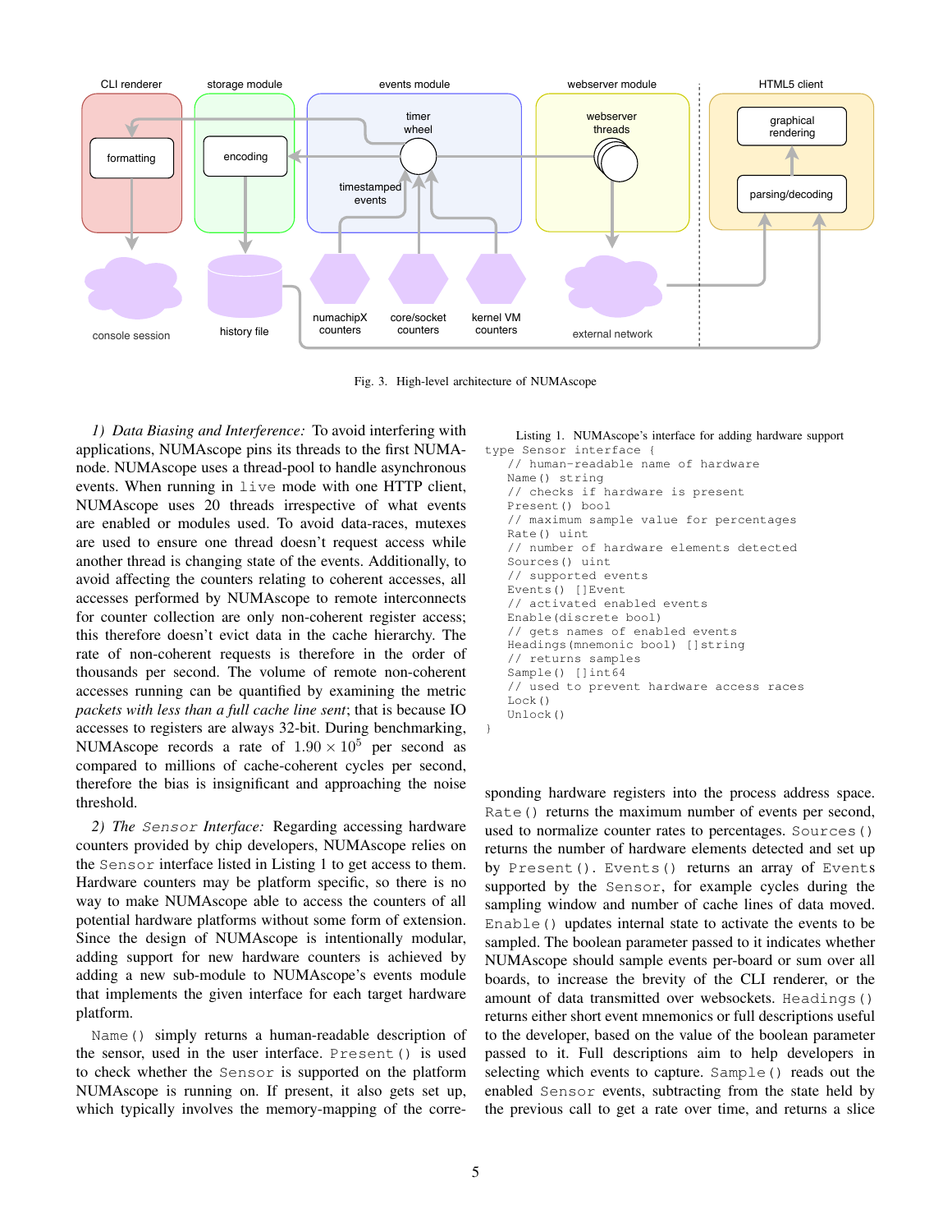Fig. 3. High-level architecture of NUMAscope

*1) Data Biasing and Interference:* To avoid interfering with applications, NUMAscope pins its threads to the first NUMA-node. NUMAscope uses a thread-pool to handle asynchronous events. When running in `live` mode with one HTTP client, NUMAscope uses 20 threads irrespective of what events are enabled or modules used. To avoid data-races, mutexes are used to ensure one thread doesn't request access while another thread is changing state of the events. Additionally, to avoid affecting the counters relating to coherent accesses, all accesses performed by NUMAscope to remote interconnects for counter collection are only non-coherent register access; this therefore doesn't evict data in the cache hierarchy. The rate of non-coherent requests is therefore in the order of thousands per second. The volume of remote non-coherent accesses running can be quantified by examining the metric *packets with less than a full cache line sent*; that is because IO accesses to registers are always 32-bit. During benchmarking, NUMAscope records a rate of $1.90 \times 10^5$ per second as compared to millions of cache-coherent cycles per second, therefore the bias is insignificant and approaching the noise threshold.

*2) The `Sensor` Interface:* Regarding accessing hardware counters provided by chip developers, NUMAscope relies on the `Sensor` interface listed in Listing 1 to get access to them. Hardware counters may be platform specific, so there is no way to make NUMAscope able to access the counters of all potential hardware platforms without some form of extension. Since the design of NUMAscope is intentionally modular, adding support for new hardware counters is achieved by adding a new sub-module to NUMAscope's events module that implements the given interface for each target hardware platform.

`Name()` simply returns a human-readable description of the sensor, used in the user interface. `Present()` is used to check whether the `Sensor` is supported on the platform NUMAscope is running on. If present, it also gets set up, which typically involves the memory-mapping of the corresponding hardware registers into the process address space. `Rate()` returns the maximum number of events per second, used to normalize counter rates to percentages. `Sources()` returns the number of hardware elements detected and set up by `Present()`. `Events()` returns an array of `Events` supported by the `Sensor`, for example cycles during the sampling window and number of cache lines of data moved. `Enable()` updates internal state to activate the events to be sampled. The boolean parameter passed to it indicates whether NUMAscope should sample events per-board or sum over all boards, to increase the brevity of the CLI renderer, or the amount of data transmitted over websockets. `Headings()` returns either short event mnemonics or full descriptions useful to the developer, based on the value of the boolean parameter passed to it. Full descriptions aim to help developers in selecting which events to capture. `Sample()` reads out the enabled `Sensor` events, subtracting from the state held by the previous call to get a rate over time, and returns a slice

Listing 1. NUMAscope's interface for adding hardware support

```
type Sensor interface {
    // human-readable name of hardware
    Name() string
    // checks if hardware is present
    Present() bool
    // maximum sample value for percentages
    Rate() uint
    // number of hardware elements detected
    Sources() uint
    // supported events
    Events() []Event
    // activated enabled events
    Enable(discrete bool)
    // gets names of enabled events
    Headings(mnemonic bool) []string
    // returns samples
    Sample() []int64
    // used to prevent hardware access races
    Lock()
    Unlock()
}
```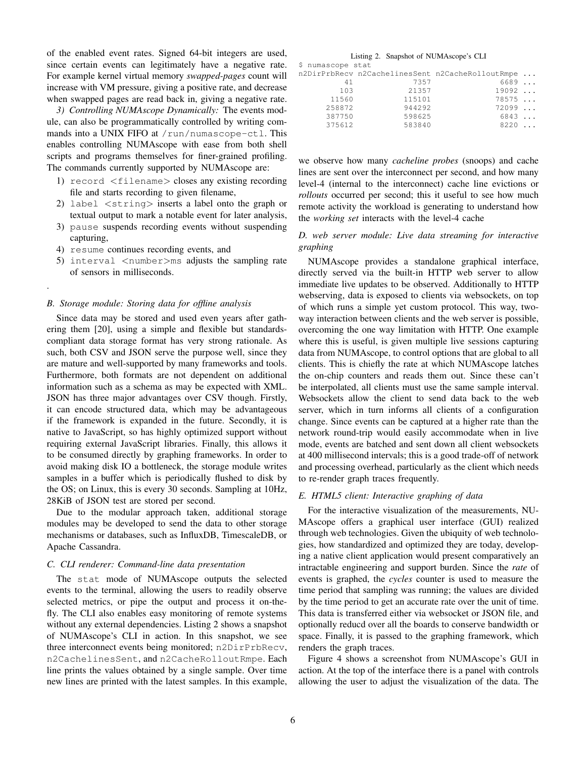of the enabled event rates. Signed 64-bit integers are used, since certain events can legitimately have a negative rate. For example kernel virtual memory *swapped-pages* count will increase with VM pressure, giving a positive rate, and decrease when swapped pages are read back in, giving a negative rate.

*3) Controlling NUMAscope Dynamically:* The events module, can also be programmatically controlled by writing commands into a UNIX FIFO at `/run/numascope-ctl`. This enables controlling NUMAscope with ease from both shell scripts and programs themselves for finer-grained profiling. The commands currently supported by NUMAscope are:

1) `record <filename>` closes any existing recording file and starts recording to given filename,
2) `label <string>` inserts a label onto the graph or textual output to mark a notable event for later analysis,
3) `pause` suspends recording events without suspending capturing,
4) `resume` continues recording events, and
5) `interval <number>ms` adjusts the sampling rate of sensors in milliseconds.

.

### B. Storage module: Storing data for offline analysis

Since data may be stored and used even years after gathering them [20], using a simple and flexible but standards-compliant data storage format has very strong rationale. As such, both CSV and JSON serve the purpose well, since they are mature and well-supported by many frameworks and tools. Furthermore, both formats are not dependent on additional information such as a schema as may be expected with XML. JSON has three major advantages over CSV though. Firstly, it can encode structured data, which may be advantageous if the framework is expanded in the future. Secondly, it is native to JavaScript, so has highly optimized support without requiring external JavaScript libraries. Finally, this allows it to be consumed directly by graphing frameworks. In order to avoid making disk IO a bottleneck, the storage module writes samples in a buffer which is periodically flushed to disk by the OS; on Linux, this is every 30 seconds. Sampling at 10Hz, 28KiB of JSON test are stored per second.

Due to the modular approach taken, additional storage modules may be developed to send the data to other storage mechanisms or databases, such as InfluxDB, TimescaleDB, or Apache Cassandra.

### C. CLI renderer: Command-line data presentation

The `stat` mode of NUMAscope outputs the selected events to the terminal, allowing the users to readily observe selected metrics, or pipe the output and process it on-the-fly. The CLI also enables easy monitoring of remote systems without any external dependencies. Listing 2 shows a snapshot of NUMAscope's CLI in action. In this snapshot, we see three interconnect events being monitored; `n2DirPrbRecv`, `n2CachelinesSent`, and `n2CacheRolloutRmpe`. Each line prints the values obtained by a single sample. Over time new lines are printed with the latest samples. In this example,

Listing 2. Snapshot of NUMAscope's CLI

```
$ numascope stat
n2DirPrbRecv n2CachelinesSent n2CacheRolloutRmpe ...
          41             7357               6689 ...
         103            21357              19092 ...
       11560           115101              78575 ...
      258872           944292              72099 ...
      387750           598625               6843 ...
      375612           583840               8220 ...
```

we observe how many *cacheline probes* (snoops) and cache lines are sent over the interconnect per second, and how many level-4 (internal to the interconnect) cache line evictions or *rollouts* occurred per second; this it useful to see how much remote activity the workload is generating to understand how the *working set* interacts with the level-4 cache

### D. web server module: Live data streaming for interactive graphing

NUMAscope provides a standalone graphical interface, directly served via the built-in HTTP web server to allow immediate live updates to be observed. Additionally to HTTP webserving, data is exposed to clients via websockets, on top of which runs a simple yet custom protocol. This way, two-way interaction between clients and the web server is possible, overcoming the one way limitation with HTTP. One example where this is useful, is given multiple live sessions capturing data from NUMAscope, to control options that are global to all clients. This is chiefly the rate at which NUMAscope latches the on-chip counters and reads them out. Since these can't be interpolated, all clients must use the same sample interval. Websockets allow the client to send data back to the web server, which in turn informs all clients of a configuration change. Since events can be captured at a higher rate than the network round-trip would easily accommodate when in live mode, events are batched and sent down all client websockets at 400 millisecond intervals; this is a good trade-off of network and processing overhead, particularly as the client which needs to re-render graph traces frequently.

### E. HTML5 client: Interactive graphing of data

For the interactive visualization of the measurements, NUMAscope offers a graphical user interface (GUI) realized through web technologies. Given the ubiquity of web technologies, how standardized and optimized they are today, developing a native client application would present comparatively an intractable engineering and support burden. Since the *rate* of events is graphed, the *cycles* counter is used to measure the time period that sampling was running; the values are divided by the time period to get an accurate rate over the unit of time. This data is transferred either via websocket or JSON file, and optionally reducd over all the boards to conserve bandwidth or space. Finally, it is passed to the graphing framework, which renders the graph traces.

Figure 4 shows a screenshot from NUMAscope's GUI in action. At the top of the interface there is a panel with controls allowing the user to adjust the visualization of the data. The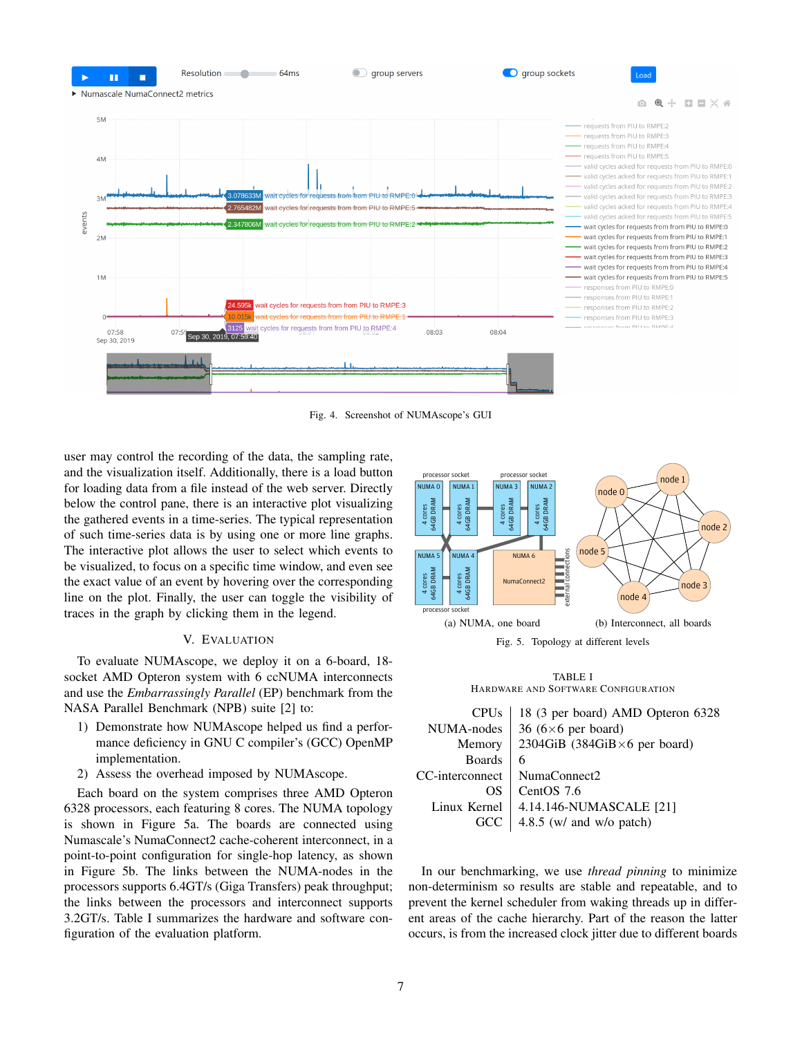Fig. 4. Screenshot of NUMAscope's GUI

user may control the recording of the data, the sampling rate, and the visualization itself. Additionally, there is a load button for loading data from a file instead of the web server. Directly below the control pane, there is an interactive plot visualizing the gathered events in a time-series. The typical representation of such time-series data is by using one or more line graphs. The interactive plot allows the user to select which events to be visualized, to focus on a specific time window, and even see the exact value of an event by hovering over the corresponding line on the plot. Finally, the user can toggle the visibility of traces in the graph by clicking them in the legend.

## V. Evaluation

To evaluate NUMAscope, we deploy it on a 6-board, 18-socket AMD Opteron system with 6 ccNUMA interconnects and use the *Embarrassingly Parallel* (EP) benchmark from the NASA Parallel Benchmark (NPB) suite [2] to:

1) Demonstrate how NUMAscope helped us find a performance deficiency in GNU C compiler's (GCC) OpenMP implementation.
2) Assess the overhead imposed by NUMAscope.

Each board on the system comprises three AMD Opteron 6328 processors, each featuring 8 cores. The NUMA topology is shown in Figure 5a. The boards are connected using Numascale's NumaConnect2 cache-coherent interconnect, in a point-to-point configuration for single-hop latency, as shown in Figure 5b. The links between the NUMA-nodes in the processors supports 6.4GT/s (Giga Transfers) peak throughput; the links between the processors and interconnect supports 3.2GT/s. Table I summarizes the hardware and software configuration of the evaluation platform.

(a) NUMA, one board (b) Interconnect, all boards

Fig. 5. Topology at different levels

TABLE I
Hardware and Software Configuration

| | |
|---|---|
| CPUs | 18 (3 per board) AMD Opteron 6328 |
| NUMA-nodes | 36 (6×6 per board) |
| Memory | 2304GiB (384GiB×6 per board) |
| Boards | 6 |
| CC-interconnect | NumaConnect2 |
| OS | CentOS 7.6 |
| Linux Kernel | 4.14.146-NUMASCALE [21] |
| GCC | 4.8.5 (w/ and w/o patch) |

In our benchmarking, we use *thread pinning* to minimize non-determinism so results are stable and repeatable, and to prevent the kernel scheduler from waking threads up in different areas of the cache hierarchy. Part of the reason the latter occurs, is from the increased clock jitter due to different boards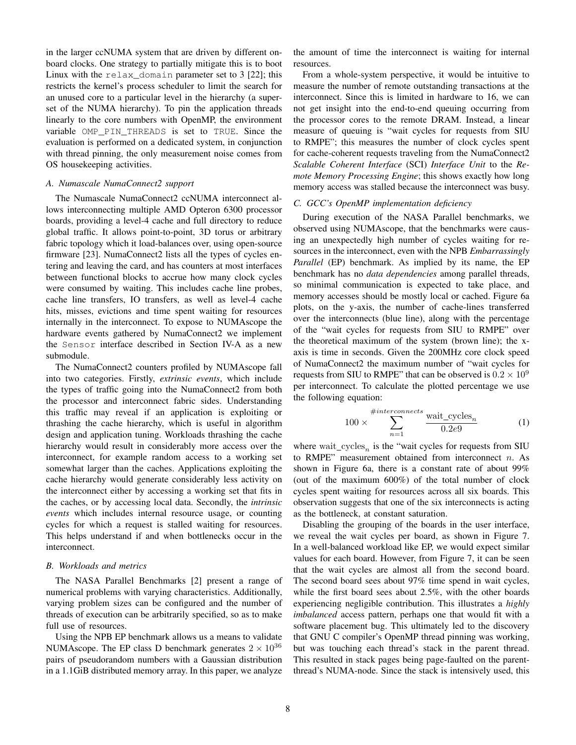in the larger ccNUMA system that are driven by different on-board clocks. One strategy to partially mitigate this is to boot Linux with the `relax_domain` parameter set to 3 [22]; this restricts the kernel's process scheduler to limit the search for an unused core to a particular level in the hierarchy (a superset of the NUMA hierarchy). To pin the application threads linearly to the core numbers with OpenMP, the environment variable `OMP_PIN_THREADS` is set to `TRUE`. Since the evaluation is performed on a dedicated system, in conjunction with thread pinning, the only measurement noise comes from OS housekeeping activities.

### A. Numascale NumaConnect2 support

The Numascale NumaConnect2 ccNUMA interconnect allows interconnecting multiple AMD Opteron 6300 processor boards, providing a level-4 cache and full directory to reduce global traffic. It allows point-to-point, 3D torus or arbitrary fabric topology which it load-balances over, using open-source firmware [23]. NumaConnect2 lists all the types of cycles entering and leaving the card, and has counters at most interfaces between functional blocks to accrue how many clock cycles were consumed by waiting. This includes cache line probes, cache line transfers, IO transfers, as well as level-4 cache hits, misses, evictions and time spent waiting for resources internally in the interconnect. To expose to NUMAscope the hardware events gathered by NumaConnect2 we implement the `Sensor` interface described in Section IV-A as a new submodule.

The NumaConnect2 counters profiled by NUMAscope fall into two categories. Firstly, *extrinsic events*, which include the types of traffic going into the NumaConnect2 from both the processor and interconnect fabric sides. Understanding this traffic may reveal if an application is exploiting or thrashing the cache hierarchy, which is useful in algorithm design and application tuning. Workloads thrashing the cache hierarchy would result in considerably more access over the interconnect, for example random access to a working set somewhat larger than the caches. Applications exploiting the cache hierarchy would generate considerably less activity on the interconnect either by accessing a working set that fits in the caches, or by accessing local data. Secondly, the *intrinsic events* which includes internal resource usage, or counting cycles for which a request is stalled waiting for resources. This helps understand if and when bottlenecks occur in the interconnect.

### B. Workloads and metrics

The NASA Parallel Benchmarks [2] present a range of numerical problems with varying characteristics. Additionally, varying problem sizes can be configured and the number of threads of execution can be arbitrarily specified, so as to make full use of resources.

Using the NPB EP benchmark allows us a means to validate NUMAscope. The EP class D benchmark generates $2 \times 10^{36}$ pairs of pseudorandom numbers with a Gaussian distribution in a 1.1GiB distributed memory array. In this paper, we analyze the amount of time the interconnect is waiting for internal resources.

From a whole-system perspective, it would be intuitive to measure the number of remote outstanding transactions at the interconnect. Since this is limited in hardware to 16, we can not get insight into the end-to-end queuing occurring from the processor cores to the remote DRAM. Instead, a linear measure of queuing is "wait cycles for requests from SIU to RMPE"; this measures the number of clock cycles spent for cache-coherent requests traveling from the NumaConnect2 *Scalable Coherent Interface* (SCI) *Interface Unit* to the *Remote Memory Processing Engine*; this shows exactly how long memory access was stalled because the interconnect was busy.

### C. GCC's OpenMP implementation deficiency

During execution of the NASA Parallel benchmarks, we observed using NUMAscope, that the benchmarks were causing an unexpectedly high number of cycles waiting for resources in the interconnect, even with the NPB *Embarrassingly Parallel* (EP) benchmark. As implied by its name, the EP benchmark has no *data dependencies* among parallel threads, so minimal communication is expected to take place, and memory accesses should be mostly local or cached. Figure 6a plots, on the y-axis, the number of cache-lines transferred over the interconnects (blue line), along with the percentage of the "wait cycles for requests from SIU to RMPE" over the theoretical maximum of the system (brown line); the x-axis is time in seconds. Given the 200MHz core clock speed of NumaConnect2 the maximum number of "wait cycles for requests from SIU to RMPE" that can be observed is $0.2 \times 10^{9}$ per interconnect. To calculate the plotted percentage we use the following equation:

$$100 \times \sum_{n=1}^{\#interconnects} \frac{\text{wait\_cycles}_n}{0.2e9} \tag{1}$$

where $\text{wait\_cycles}_n$ is the "wait cycles for requests from SIU to RMPE" measurement obtained from interconnect $n$. As shown in Figure 6a, there is a constant rate of about 99% (out of the maximum 600%) of the total number of clock cycles spent waiting for resources across all six boards. This observation suggests that one of the six interconnects is acting as the bottleneck, at constant saturation.

Disabling the grouping of the boards in the user interface, we reveal the wait cycles per board, as shown in Figure 7. In a well-balanced workload like EP, we would expect similar values for each board. However, from Figure 7, it can be seen that the wait cycles are almost all from the second board. The second board sees about 97% time spend in wait cycles, while the first board sees about 2.5%, with the other boards experiencing negligible contribution. This illustrates a *highly imbalanced* access pattern, perhaps one that would fit with a software placement bug. This ultimately led to the discovery that GNU C compiler's OpenMP thread pinning was working, but was touching each thread's stack in the parent thread. This resulted in stack pages being page-faulted on the parent-thread's NUMA-node. Since the stack is intensively used, this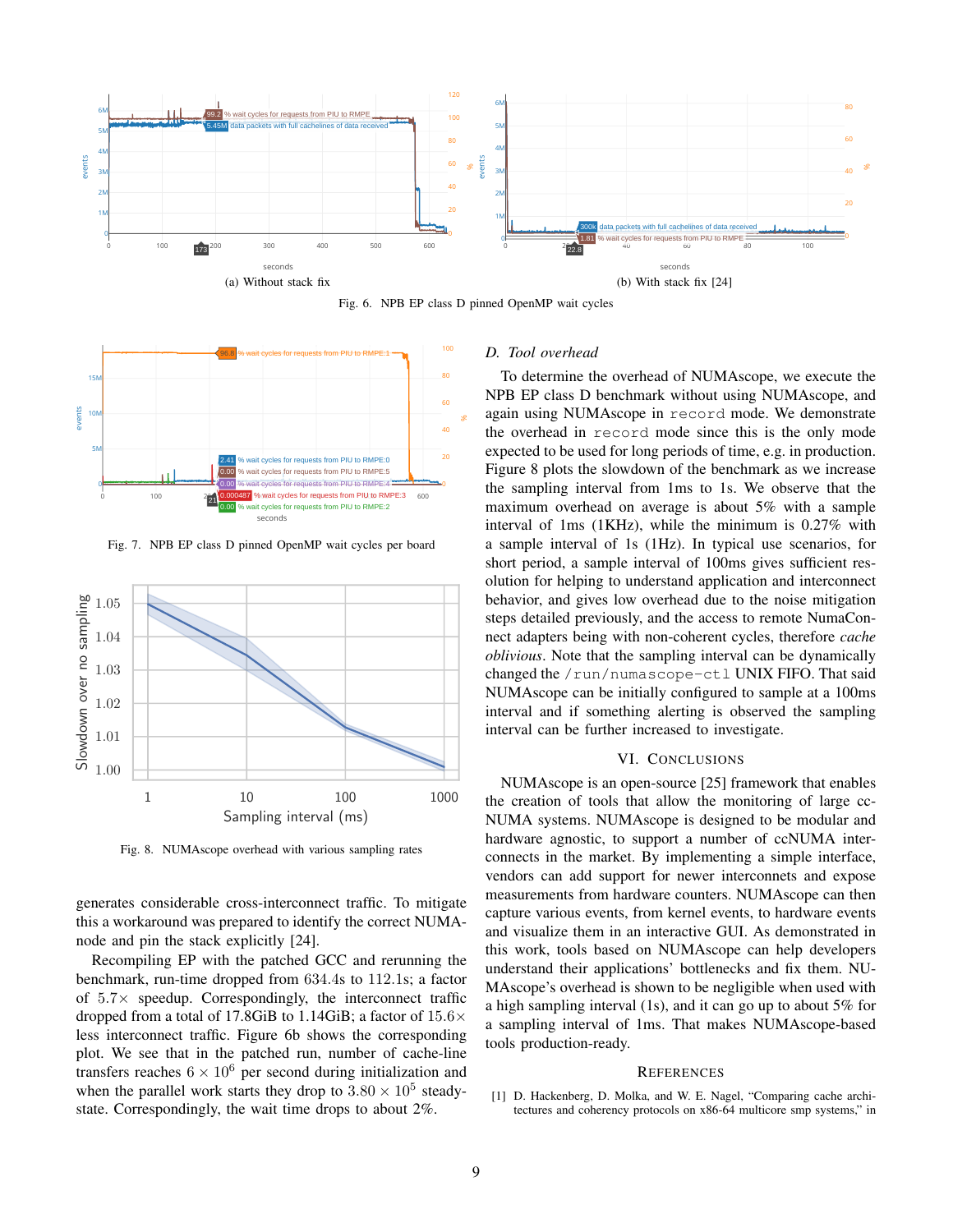(a) Without stack fix

(b) With stack fix [24]

Fig. 6. NPB EP class D pinned OpenMP wait cycles

Fig. 7. NPB EP class D pinned OpenMP wait cycles per board

Fig. 8. NUMAscope overhead with various sampling rates

generates considerable cross-interconnect traffic. To mitigate this a workaround was prepared to identify the correct NUMA-node and pin the stack explicitly [24].

Recompiling EP with the patched GCC and rerunning the benchmark, run-time dropped from 634.4s to 112.1s; a factor of 5.7× speedup. Correspondingly, the interconnect traffic dropped from a total of 17.8GiB to 1.14GiB; a factor of 15.6× less interconnect traffic. Figure 6b shows the corresponding plot. We see that in the patched run, number of cache-line transfers reaches $6 \times 10^6$ per second during initialization and when the parallel work starts they drop to $3.80 \times 10^5$ steady-state. Correspondingly, the wait time drops to about 2%.

### D. Tool overhead

To determine the overhead of NUMAscope, we execute the NPB EP class D benchmark without using NUMAscope, and again using NUMAscope in `record` mode. We demonstrate the overhead in `record` mode since this is the only mode expected to be used for long periods of time, e.g. in production. Figure 8 plots the slowdown of the benchmark as we increase the sampling interval from 1ms to 1s. We observe that the maximum overhead on average is about 5% with a sample interval of 1ms (1KHz), while the minimum is 0.27% with a sample interval of 1s (1Hz). In typical use scenarios, for short period, a sample interval of 100ms gives sufficient resolution for helping to understand application and interconnect behavior, and gives low overhead due to the noise mitigation steps detailed previously, and the access to remote NumaConnect adapters being with non-coherent cycles, therefore *cache oblivious*. Note that the sampling interval can be dynamically changed the `/run/numascope-ctl` UNIX FIFO. That said NUMAscope can be initially configured to sample at a 100ms interval and if something alerting is observed the sampling interval can be further increased to investigate.

## VI. Conclusions

NUMAscope is an open-source [25] framework that enables the creation of tools that allow the monitoring of large cc-NUMA systems. NUMAscope is designed to be modular and hardware agnostic, to support a number of ccNUMA interconnects in the market. By implementing a simple interface, vendors can add support for newer interconnets and expose measurements from hardware counters. NUMAscope can then capture various events, from kernel events, to hardware events and visualize them in an interactive GUI. As demonstrated in this work, tools based on NUMAscope can help developers understand their applications' bottlenecks and fix them. NUMAscope's overhead is shown to be negligible when used with a high sampling interval (1s), and it can go up to about 5% for a sampling interval of 1ms. That makes NUMAscope-based tools production-ready.

## References

[1] D. Hackenberg, D. Molka, and W. E. Nagel, "Comparing cache architectures and coherency protocols on x86-64 multicore smp systems," in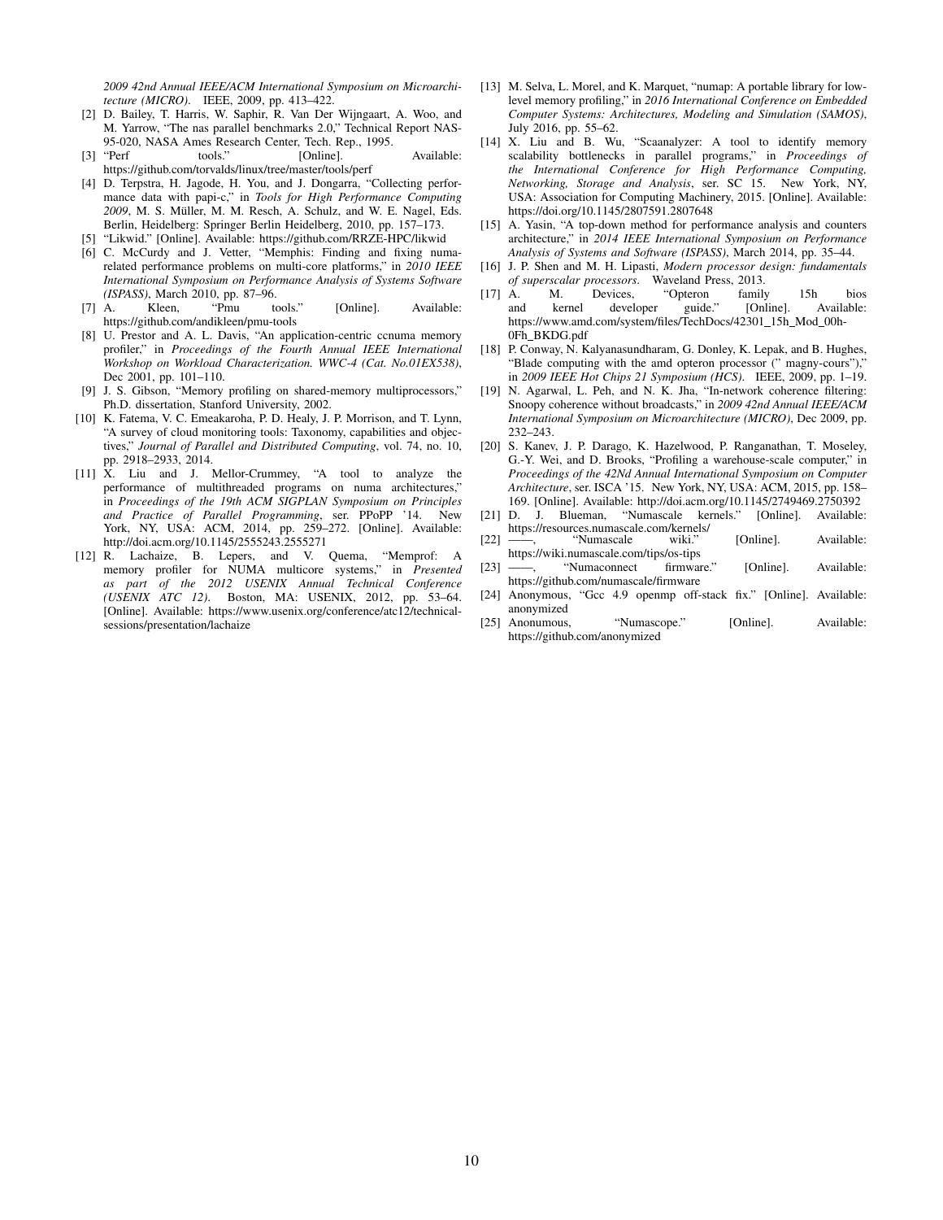*2009 42nd Annual IEEE/ACM International Symposium on Microarchitecture (MICRO)*. IEEE, 2009, pp. 413–422.

[2] D. Bailey, T. Harris, W. Saphir, R. Van Der Wijngaart, A. Woo, and M. Yarrow, "The nas parallel benchmarks 2.0," Technical Report NAS-95-020, NASA Ames Research Center, Tech. Rep., 1995.

[3] "Perf tools." [Online]. Available: https://github.com/torvalds/linux/tree/master/tools/perf

[4] D. Terpstra, H. Jagode, H. You, and J. Dongarra, "Collecting performance data with papi-c," in *Tools for High Performance Computing 2009*, M. S. Müller, M. M. Resch, A. Schulz, and W. E. Nagel, Eds. Berlin, Heidelberg: Springer Berlin Heidelberg, 2010, pp. 157–173.

[5] "Likwid." [Online]. Available: https://github.com/RRZE-HPC/likwid

[6] C. McCurdy and J. Vetter, "Memphis: Finding and fixing numa-related performance problems on multi-core platforms," in *2010 IEEE International Symposium on Performance Analysis of Systems Software (ISPASS)*, March 2010, pp. 87–96.

[7] A. Kleen, "Pmu tools." [Online]. Available: https://github.com/andikleen/pmu-tools

[8] U. Prestor and A. L. Davis, "An application-centric ccnuma memory profiler," in *Proceedings of the Fourth Annual IEEE International Workshop on Workload Characterization. WWC-4 (Cat. No.01EX538)*, Dec 2001, pp. 101–110.

[9] J. S. Gibson, "Memory profiling on shared-memory multiprocessors," Ph.D. dissertation, Stanford University, 2002.

[10] K. Fatema, V. C. Emeakaroha, P. D. Healy, J. P. Morrison, and T. Lynn, "A survey of cloud monitoring tools: Taxonomy, capabilities and objectives," *Journal of Parallel and Distributed Computing*, vol. 74, no. 10, pp. 2918–2933, 2014.

[11] X. Liu and J. Mellor-Crummey, "A tool to analyze the performance of multithreaded programs on numa architectures," in *Proceedings of the 19th ACM SIGPLAN Symposium on Principles and Practice of Parallel Programming*, ser. PPoPP '14. New York, NY, USA: ACM, 2014, pp. 259–272. [Online]. Available: http://doi.acm.org/10.1145/2555243.2555271

[12] R. Lachaize, B. Lepers, and V. Quema, "Memprof: A memory profiler for NUMA multicore systems," in *Presented as part of the 2012 USENIX Annual Technical Conference (USENIX ATC 12)*. Boston, MA: USENIX, 2012, pp. 53–64. [Online]. Available: https://www.usenix.org/conference/atc12/technical-sessions/presentation/lachaize

[13] M. Selva, L. Morel, and K. Marquet, "numap: A portable library for low-level memory profiling," in *2016 International Conference on Embedded Computer Systems: Architectures, Modeling and Simulation (SAMOS)*, July 2016, pp. 55–62.

[14] X. Liu and B. Wu, "Scaanalyzer: A tool to identify memory scalability bottlenecks in parallel programs," in *Proceedings of the International Conference for High Performance Computing, Networking, Storage and Analysis*, ser. SC 15. New York, NY, USA: Association for Computing Machinery, 2015. [Online]. Available: https://doi.org/10.1145/2807591.2807648

[15] A. Yasin, "A top-down method for performance analysis and counters architecture," in *2014 IEEE International Symposium on Performance Analysis of Systems and Software (ISPASS)*, March 2014, pp. 35–44.

[16] J. P. Shen and M. H. Lipasti, *Modern processor design: fundamentals of superscalar processors*. Waveland Press, 2013.

[17] A. M. Devices, "Opteron family 15h bios and kernel developer guide." [Online]. Available: https://www.amd.com/system/files/TechDocs/42301_15h_Mod_00h-0Fh_BKDG.pdf

[18] P. Conway, N. Kalyanasundharam, G. Donley, K. Lepak, and B. Hughes, "Blade computing with the amd opteron processor (" magny-cours")," in *2009 IEEE Hot Chips 21 Symposium (HCS)*. IEEE, 2009, pp. 1–19.

[19] N. Agarwal, L. Peh, and N. K. Jha, "In-network coherence filtering: Snoopy coherence without broadcasts," in *2009 42nd Annual IEEE/ACM International Symposium on Microarchitecture (MICRO)*, Dec 2009, pp. 232–243.

[20] S. Kanev, J. P. Darago, K. Hazelwood, P. Ranganathan, T. Moseley, G.-Y. Wei, and D. Brooks, "Profiling a warehouse-scale computer," in *Proceedings of the 42Nd Annual International Symposium on Computer Architecture*, ser. ISCA '15. New York, NY, USA: ACM, 2015, pp. 158–169. [Online]. Available: http://doi.acm.org/10.1145/2749469.2750392

[21] D. J. Blueman, "Numascale kernels." [Online]. Available: https://resources.numascale.com/kernels/

[22] ——, "Numascale wiki." [Online]. Available: https://wiki.numascale.com/tips/os-tips

[23] ——, "Numaconnect firmware." [Online]. Available: https://github.com/numascale/firmware

[24] Anonymous, "Gcc 4.9 openmp off-stack fix." [Online]. Available: anonymized

[25] Anonumous, "Numascope." [Online]. Available: https://github.com/anonymized